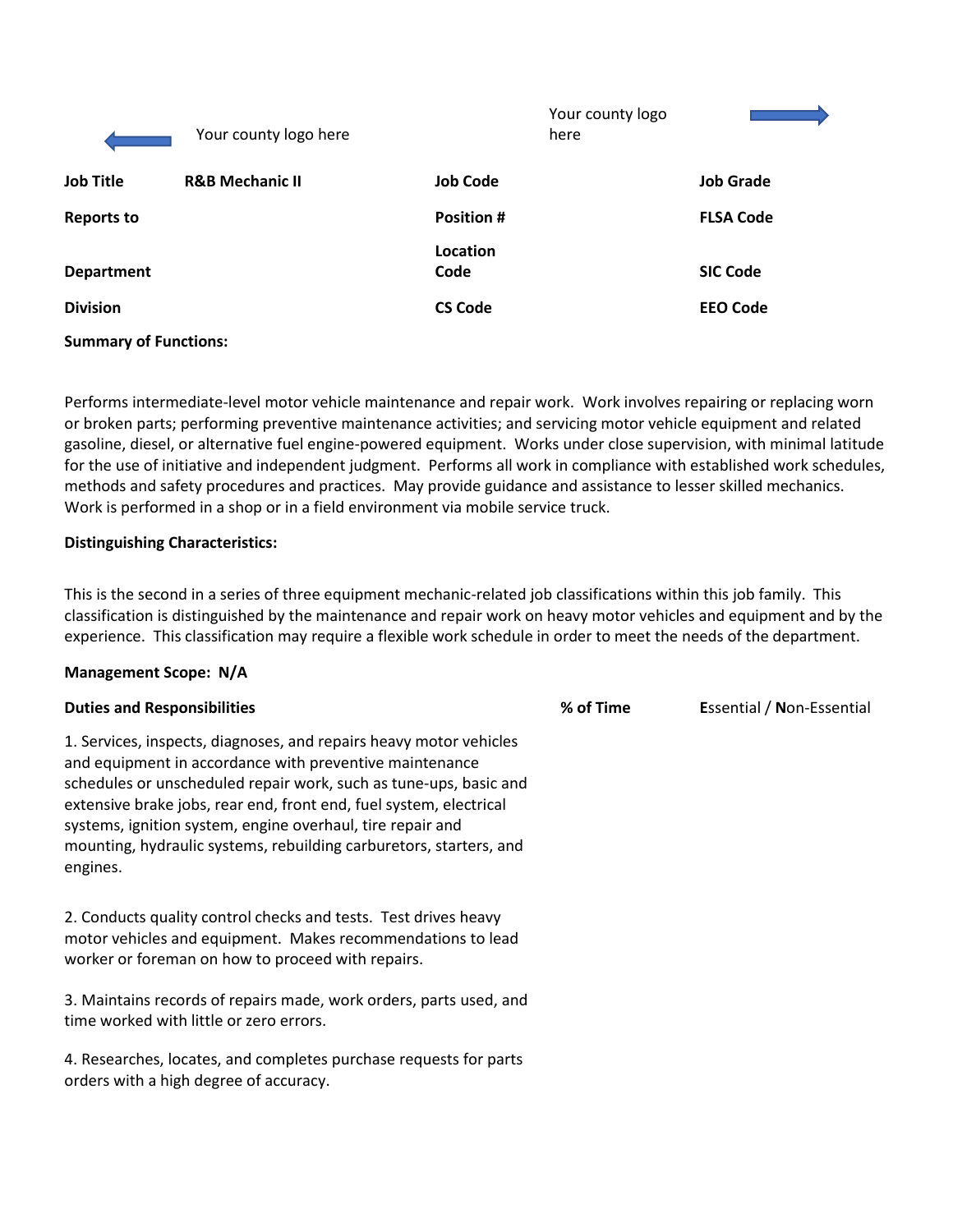Your county logo here

Your county logo here

| Job Title | R&B Mechanic II | Job Code | | Job Grade | |
|---|---|---|---|---|---|
| Reports to | | Position # | | FLSA Code | |
| Department | | Location Code | | SIC Code | |
| Division | | CS Code | | EEO Code | |

**Summary of Functions:**

Performs intermediate-level motor vehicle maintenance and repair work. Work involves repairing or replacing worn or broken parts; performing preventive maintenance activities; and servicing motor vehicle equipment and related gasoline, diesel, or alternative fuel engine-powered equipment. Works under close supervision, with minimal latitude for the use of initiative and independent judgment. Performs all work in compliance with established work schedules, methods and safety procedures and practices. May provide guidance and assistance to lesser skilled mechanics. Work is performed in a shop or in a field environment via mobile service truck.

**Distinguishing Characteristics:**

This is the second in a series of three equipment mechanic-related job classifications within this job family. This classification is distinguished by the maintenance and repair work on heavy motor vehicles and equipment and by the experience. This classification may require a flexible work schedule in order to meet the needs of the department.

**Management Scope: N/A**

| Duties and Responsibilities | % of Time | **E**ssential / **N**on-Essential |
|---|---|---|
| 1. Services, inspects, diagnoses, and repairs heavy motor vehicles and equipment in accordance with preventive maintenance schedules or unscheduled repair work, such as tune-ups, basic and extensive brake jobs, rear end, front end, fuel system, electrical systems, ignition system, engine overhaul, tire repair and mounting, hydraulic systems, rebuilding carburetors, starters, and engines. | | |
| 2. Conducts quality control checks and tests. Test drives heavy motor vehicles and equipment. Makes recommendations to lead worker or foreman on how to proceed with repairs. | | |
| 3. Maintains records of repairs made, work orders, parts used, and time worked with little or zero errors. | | |
| 4. Researches, locates, and completes purchase requests for parts orders with a high degree of accuracy. | | |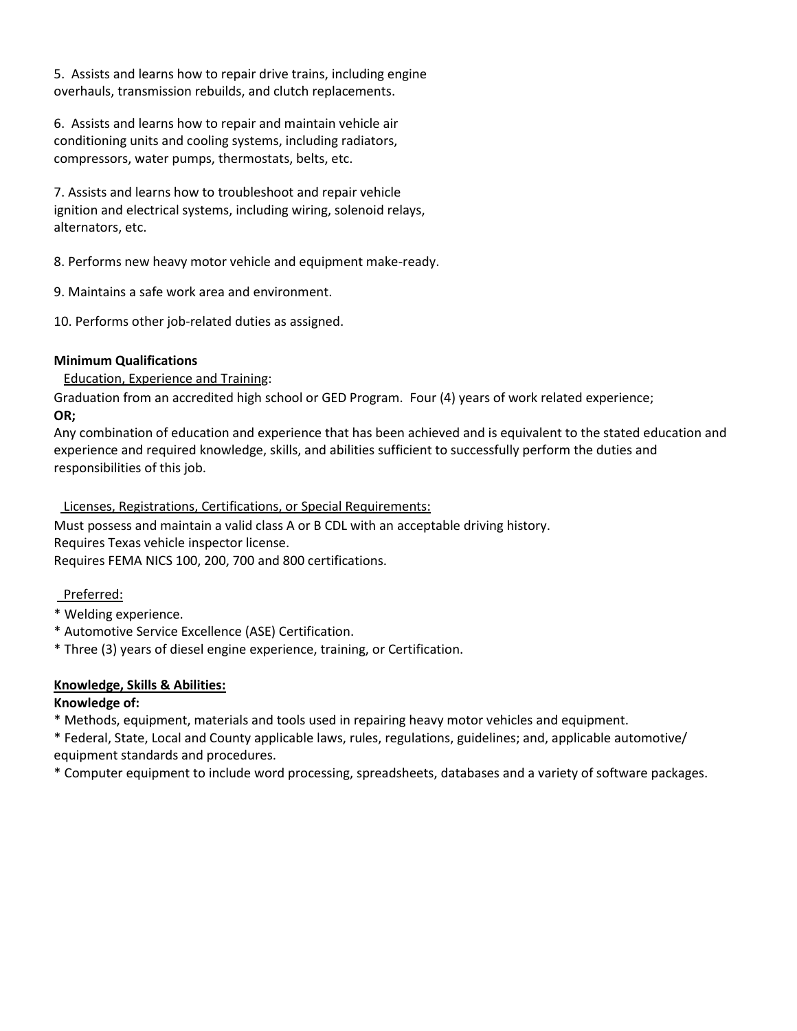5. Assists and learns how to repair drive trains, including engine overhauls, transmission rebuilds, and clutch replacements.

6. Assists and learns how to repair and maintain vehicle air conditioning units and cooling systems, including radiators, compressors, water pumps, thermostats, belts, etc.

7. Assists and learns how to troubleshoot and repair vehicle ignition and electrical systems, including wiring, solenoid relays, alternators, etc.

8. Performs new heavy motor vehicle and equipment make-ready.

9. Maintains a safe work area and environment.

10. Performs other job-related duties as assigned.

**Minimum Qualifications**

Education, Experience and Training:

Graduation from an accredited high school or GED Program. Four (4) years of work related experience;

**OR;**

Any combination of education and experience that has been achieved and is equivalent to the stated education and experience and required knowledge, skills, and abilities sufficient to successfully perform the duties and responsibilities of this job.

Licenses, Registrations, Certifications, or Special Requirements:

Must possess and maintain a valid class A or B CDL with an acceptable driving history.
Requires Texas vehicle inspector license.
Requires FEMA NICS 100, 200, 700 and 800 certifications.

Preferred:

* Welding experience.
* Automotive Service Excellence (ASE) Certification.
* Three (3) years of diesel engine experience, training, or Certification.

**Knowledge, Skills & Abilities:**

**Knowledge of:**

* Methods, equipment, materials and tools used in repairing heavy motor vehicles and equipment.
* Federal, State, Local and County applicable laws, rules, regulations, guidelines; and, applicable automotive/ equipment standards and procedures.
* Computer equipment to include word processing, spreadsheets, databases and a variety of software packages.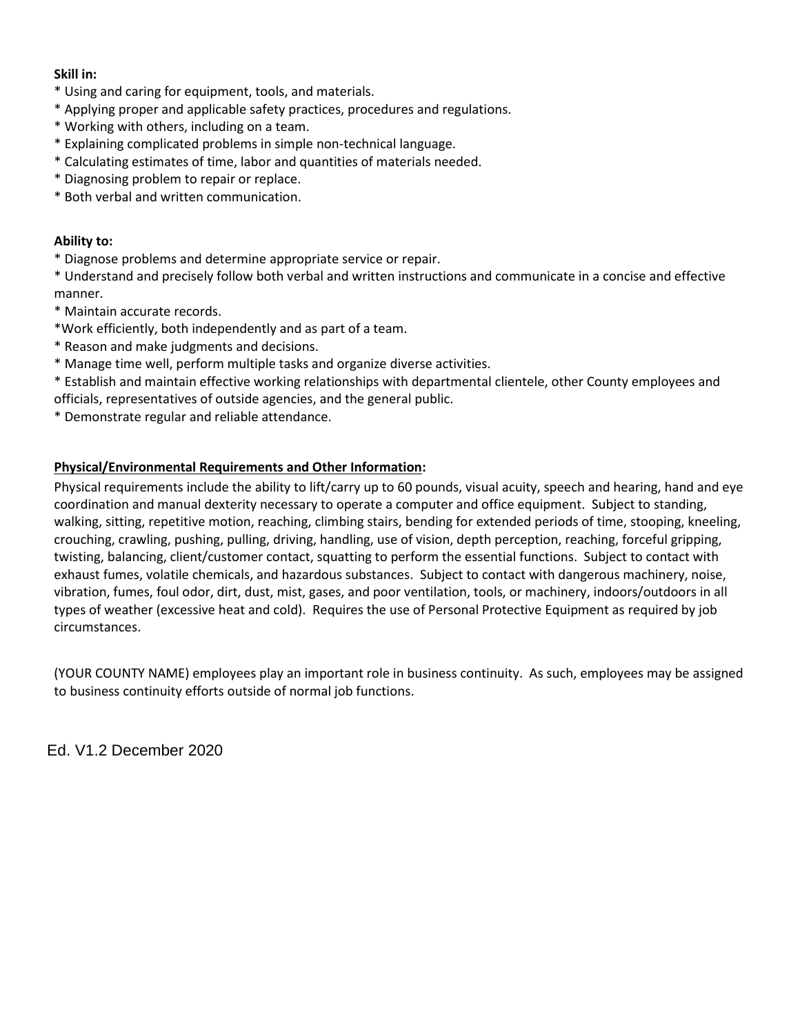**Skill in:**

* Using and caring for equipment, tools, and materials.
* Applying proper and applicable safety practices, procedures and regulations.
* Working with others, including on a team.
* Explaining complicated problems in simple non-technical language.
* Calculating estimates of time, labor and quantities of materials needed.
* Diagnosing problem to repair or replace.
* Both verbal and written communication.

**Ability to:**

* Diagnose problems and determine appropriate service or repair.
* Understand and precisely follow both verbal and written instructions and communicate in a concise and effective manner.
* Maintain accurate records.
* Work efficiently, both independently and as part of a team.
* Reason and make judgments and decisions.
* Manage time well, perform multiple tasks and organize diverse activities.
* Establish and maintain effective working relationships with departmental clientele, other County employees and officials, representatives of outside agencies, and the general public.
* Demonstrate regular and reliable attendance.

**Physical/Environmental Requirements and Other Information:**

Physical requirements include the ability to lift/carry up to 60 pounds, visual acuity, speech and hearing, hand and eye coordination and manual dexterity necessary to operate a computer and office equipment. Subject to standing, walking, sitting, repetitive motion, reaching, climbing stairs, bending for extended periods of time, stooping, kneeling, crouching, crawling, pushing, pulling, driving, handling, use of vision, depth perception, reaching, forceful gripping, twisting, balancing, client/customer contact, squatting to perform the essential functions. Subject to contact with exhaust fumes, volatile chemicals, and hazardous substances. Subject to contact with dangerous machinery, noise, vibration, fumes, foul odor, dirt, dust, mist, gases, and poor ventilation, tools, or machinery, indoors/outdoors in all types of weather (excessive heat and cold). Requires the use of Personal Protective Equipment as required by job circumstances.

(YOUR COUNTY NAME) employees play an important role in business continuity. As such, employees may be assigned to business continuity efforts outside of normal job functions.

Ed. V1.2 December 2020